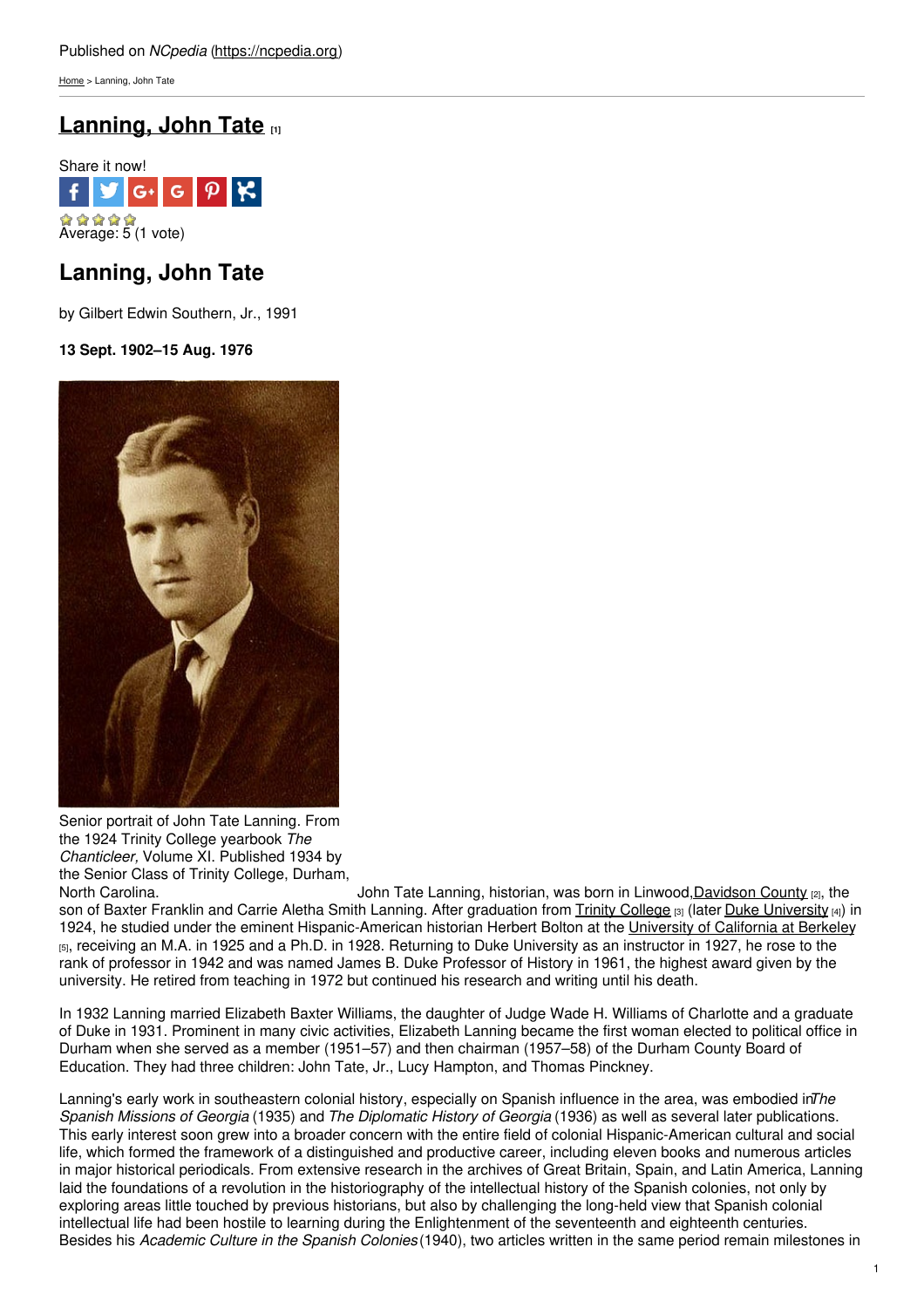Published on *NCpedia* (https://ncpedia.org)

Home > Lanning, John Tate

# Lanning, John Tate [1]

Share it now!

Average: 5 (1 vote)

## Lanning, John Tate

by Gilbert Edwin Southern, Jr., 1991

**13 Sept. 1902–15 Aug. 1976**

Senior portrait of John Tate Lanning. From the 1924 Trinity College yearbook *The Chanticleer,* Volume XI. Published 1934 by the Senior Class of Trinity College, Durham, North Carolina.

John Tate Lanning, historian, was born in Linwood, Davidson County [2], the son of Baxter Franklin and Carrie Aletha Smith Lanning. After graduation from Trinity College [3] (later Duke University [4]) in 1924, he studied under the eminent Hispanic-American historian Herbert Bolton at the University of California at Berkeley [5], receiving an M.A. in 1925 and a Ph.D. in 1928. Returning to Duke University as an instructor in 1927, he rose to the rank of professor in 1942 and was named James B. Duke Professor of History in 1961, the highest award given by the university. He retired from teaching in 1972 but continued his research and writing until his death.

In 1932 Lanning married Elizabeth Baxter Williams, the daughter of Judge Wade H. Williams of Charlotte and a graduate of Duke in 1931. Prominent in many civic activities, Elizabeth Lanning became the first woman elected to political office in Durham when she served as a member (1951–57) and then chairman (1957–58) of the Durham County Board of Education. They had three children: John Tate, Jr., Lucy Hampton, and Thomas Pinckney.

Lanning's early work in southeastern colonial history, especially on Spanish influence in the area, was embodied in *The Spanish Missions of Georgia* (1935) and *The Diplomatic History of Georgia* (1936) as well as several later publications. This early interest soon grew into a broader concern with the entire field of colonial Hispanic-American cultural and social life, which formed the framework of a distinguished and productive career, including eleven books and numerous articles in major historical periodicals. From extensive research in the archives of Great Britain, Spain, and Latin America, Lanning laid the foundations of a revolution in the historiography of the intellectual history of the Spanish colonies, not only by exploring areas little touched by previous historians, but also by challenging the long-held view that Spanish colonial intellectual life had been hostile to learning during the Enlightenment of the seventeenth and eighteenth centuries. Besides his *Academic Culture in the Spanish Colonies* (1940), two articles written in the same period remain milestones in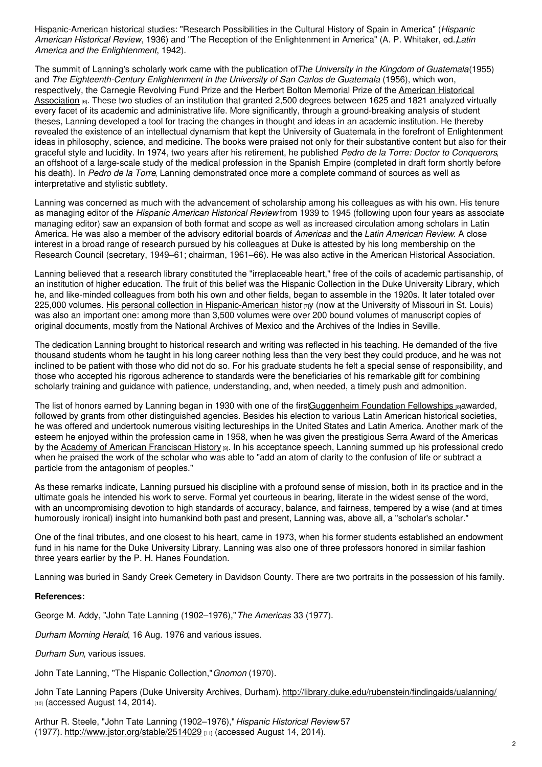Hispanic-American historical studies: "Research Possibilities in the Cultural History of Spain in America" (*Hispanic American Historical Review*, 1936) and "The Reception of the Enlightenment in America" (A. P. Whitaker, ed., *Latin America and the Enlightenment*, 1942).

The summit of Lanning's scholarly work came with the publication of *The University in the Kingdom of Guatemala* (1955) and *The Eighteenth-Century Enlightenment in the University of San Carlos de Guatemala* (1956), which won, respectively, the Carnegie Revolving Fund Prize and the Herbert Bolton Memorial Prize of the American Historical Association [6]. These two studies of an institution that granted 2,500 degrees between 1625 and 1821 analyzed virtually every facet of its academic and administrative life. More significantly, through a ground-breaking analysis of student theses, Lanning developed a tool for tracing the changes in thought and ideas in an academic institution. He thereby revealed the existence of an intellectual dynamism that kept the University of Guatemala in the forefront of Enlightenment ideas in philosophy, science, and medicine. The books were praised not only for their substantive content but also for their graceful style and lucidity. In 1974, two years after his retirement, he published *Pedro de la Torre: Doctor to Conquerors*, an offshoot of a large-scale study of the medical profession in the Spanish Empire (completed in draft form shortly before his death). In *Pedro de la Torre*, Lanning demonstrated once more a complete command of sources as well as interpretative and stylistic subtlety.

Lanning was concerned as much with the advancement of scholarship among his colleagues as with his own. His tenure as managing editor of the *Hispanic American Historical Review* from 1939 to 1945 (following upon four years as associate managing editor) saw an expansion of both format and scope as well as increased circulation among scholars in Latin America. He was also a member of the advisory editorial boards of *Americas* and the *Latin American Review*. A close interest in a broad range of research pursued by his colleagues at Duke is attested by his long membership on the Research Council (secretary, 1949–61; chairman, 1961–66). He was also active in the American Historical Association.

Lanning believed that a research library constituted the "irreplaceable heart," free of the coils of academic partisanship, of an institution of higher education. The fruit of this belief was the Hispanic Collection in the Duke University Library, which he, and like-minded colleagues from both his own and other fields, began to assemble in the 1920s. It later totaled over 225,000 volumes. His personal collection in Hispanic-American history [7] (now at the University of Missouri in St. Louis) was also an important one: among more than 3,500 volumes were over 200 bound volumes of manuscript copies of original documents, mostly from the National Archives of Mexico and the Archives of the Indies in Seville.

The dedication Lanning brought to historical research and writing was reflected in his teaching. He demanded of the five thousand students whom he taught in his long career nothing less than the very best they could produce, and he was not inclined to be patient with those who did not do so. For his graduate students he felt a special sense of responsibility, and those who accepted his rigorous adherence to standards were the beneficiaries of his remarkable gift for combining scholarly training and guidance with patience, understanding, and, when needed, a timely push and admonition.

The list of honors earned by Lanning began in 1930 with one of the first Guggenheim Foundation Fellowships [8] awarded, followed by grants from other distinguished agencies. Besides his election to various Latin American historical societies, he was offered and undertook numerous visiting lectureships in the United States and Latin America. Another mark of the esteem he enjoyed within the profession came in 1958, when he was given the prestigious Serra Award of the Americas by the Academy of American Franciscan History [9]. In his acceptance speech, Lanning summed up his professional credo when he praised the work of the scholar who was able to "add an atom of clarity to the confusion of life or subtract a particle from the antagonism of peoples."

As these remarks indicate, Lanning pursued his discipline with a profound sense of mission, both in its practice and in the ultimate goals he intended his work to serve. Formal yet courteous in bearing, literate in the widest sense of the word, with an uncompromising devotion to high standards of accuracy, balance, and fairness, tempered by a wise (and at times humorously ironical) insight into humankind both past and present, Lanning was, above all, a "scholar's scholar."

One of the final tributes, and one closest to his heart, came in 1973, when his former students established an endowment fund in his name for the Duke University Library. Lanning was also one of three professors honored in similar fashion three years earlier by the P. H. Hanes Foundation.

Lanning was buried in Sandy Creek Cemetery in Davidson County. There are two portraits in the possession of his family.

**References:**

George M. Addy, "John Tate Lanning (1902–1976)," *The Americas* 33 (1977).

*Durham Morning Herald*, 16 Aug. 1976 and various issues.

*Durham Sun*, various issues.

John Tate Lanning, "The Hispanic Collection," *Gnomon* (1970).

John Tate Lanning Papers (Duke University Archives, Durham). http://library.duke.edu/rubenstein/findingaids/ualanning/ [10] (accessed August 14, 2014).

Arthur R. Steele, "John Tate Lanning (1902–1976)," *Hispanic Historical Review* 57 (1977). http://www.jstor.org/stable/2514029 [11] (accessed August 14, 2014).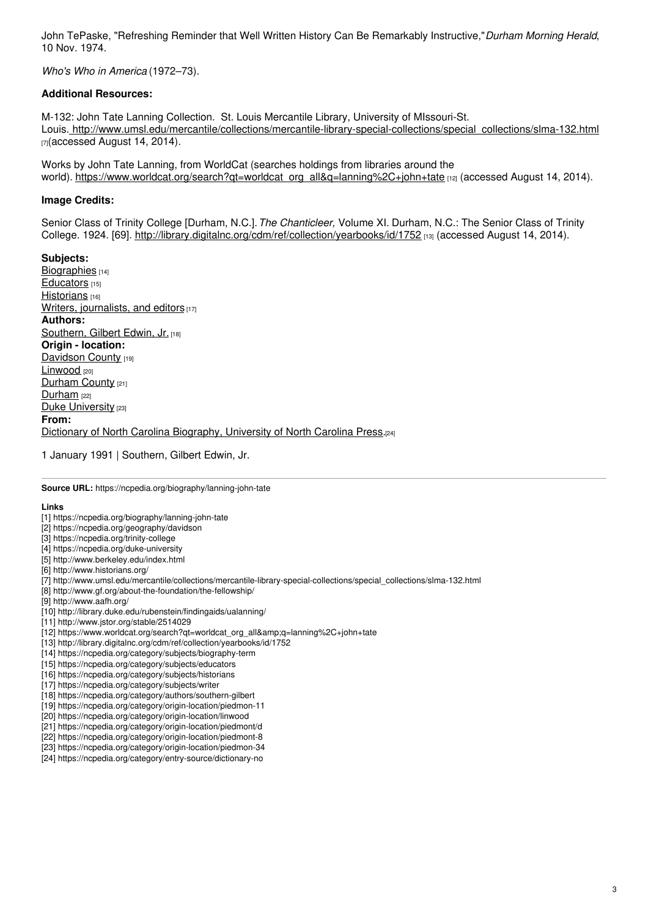John TePaske, "Refreshing Reminder that Well Written History Can Be Remarkably Instructive," *Durham Morning Herald*, 10 Nov. 1974.

*Who's Who in America* (1972–73).

**Additional Resources:**

M-132: John Tate Lanning Collection. St. Louis Mercantile Library, University of MIssouri-St. Louis. http://www.umsl.edu/mercantile/collections/mercantile-library-special-collections/special_collections/slma-132.html [7] (accessed August 14, 2014).

Works by John Tate Lanning, from WorldCat (searches holdings from libraries around the world). https://www.worldcat.org/search?qt=worldcat_org_all&q=lanning%2C+john+tate [12] (accessed August 14, 2014).

**Image Credits:**

Senior Class of Trinity College [Durham, N.C.]. *The Chanticleer,* Volume XI. Durham, N.C.: The Senior Class of Trinity College. 1924. [69]. http://library.digitalnc.org/cdm/ref/collection/yearbooks/id/1752 [13] (accessed August 14, 2014).

**Subjects:**
Biographies [14]
Educators [15]
Historians [16]
Writers, journalists, and editors [17]
**Authors:**
Southern, Gilbert Edwin, Jr. [18]
**Origin - location:**
Davidson County [19]
Linwood [20]
Durham County [21]
Durham [22]
Duke University [23]
**From:**
Dictionary of North Carolina Biography, University of North Carolina Press.[24]

1 January 1991 | Southern, Gilbert Edwin, Jr.

**Source URL:** https://ncpedia.org/biography/lanning-john-tate

**Links**
[1] https://ncpedia.org/biography/lanning-john-tate
[2] https://ncpedia.org/geography/davidson
[3] https://ncpedia.org/trinity-college
[4] https://ncpedia.org/duke-university
[5] http://www.berkeley.edu/index.html
[6] http://www.historians.org/
[7] http://www.umsl.edu/mercantile/collections/mercantile-library-special-collections/special_collections/slma-132.html
[8] http://www.gf.org/about-the-foundation/the-fellowship/
[9] http://www.aafh.org/
[10] http://library.duke.edu/rubenstein/findingaids/ualanning/
[11] http://www.jstor.org/stable/2514029
[12] https://www.worldcat.org/search?qt=worldcat_org_all&amp;q=lanning%2C+john+tate
[13] http://library.digitalnc.org/cdm/ref/collection/yearbooks/id/1752
[14] https://ncpedia.org/category/subjects/biography-term
[15] https://ncpedia.org/category/subjects/educators
[16] https://ncpedia.org/category/subjects/historians
[17] https://ncpedia.org/category/subjects/writer
[18] https://ncpedia.org/category/authors/southern-gilbert
[19] https://ncpedia.org/category/origin-location/piedmon-11
[20] https://ncpedia.org/category/origin-location/linwood
[21] https://ncpedia.org/category/origin-location/piedmont/d
[22] https://ncpedia.org/category/origin-location/piedmont-8
[23] https://ncpedia.org/category/origin-location/piedmon-34
[24] https://ncpedia.org/category/entry-source/dictionary-no